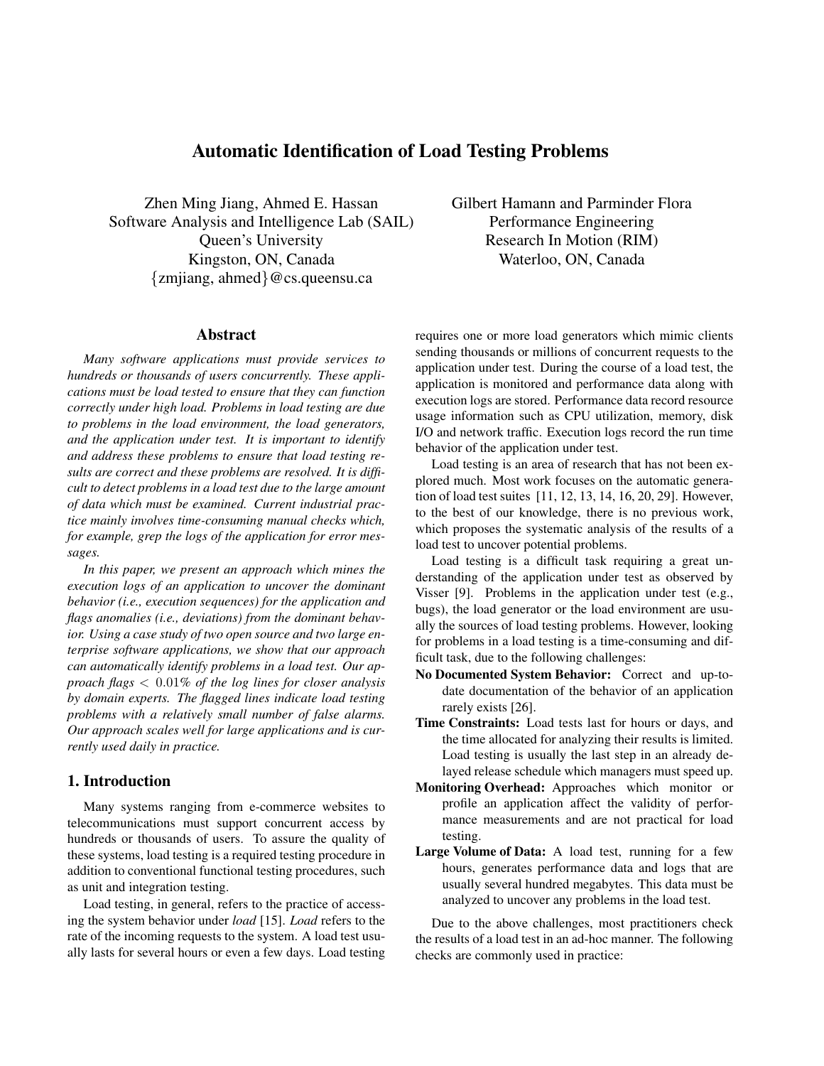# Automatic Identification of Load Testing Problems

Zhen Ming Jiang, Ahmed E. Hassan
Software Analysis and Intelligence Lab (SAIL)
Queen's University
Kingston, ON, Canada
{zmjiang, ahmed}@cs.queensu.ca

Gilbert Hamann and Parminder Flora
Performance Engineering
Research In Motion (RIM)
Waterloo, ON, Canada

## Abstract

*Many software applications must provide services to hundreds or thousands of users concurrently. These applications must be load tested to ensure that they can function correctly under high load. Problems in load testing are due to problems in the load environment, the load generators, and the application under test. It is important to identify and address these problems to ensure that load testing results are correct and these problems are resolved. It is difficult to detect problems in a load test due to the large amount of data which must be examined. Current industrial practice mainly involves time-consuming manual checks which, for example, grep the logs of the application for error messages.*

*In this paper, we present an approach which mines the execution logs of an application to uncover the dominant behavior (i.e., execution sequences) for the application and flags anomalies (i.e., deviations) from the dominant behavior. Using a case study of two open source and two large enterprise software applications, we show that our approach can automatically identify problems in a load test. Our approach flags $< 0.01\%$ of the log lines for closer analysis by domain experts. The flagged lines indicate load testing problems with a relatively small number of false alarms. Our approach scales well for large applications and is currently used daily in practice.*

## 1. Introduction

Many systems ranging from e-commerce websites to telecommunications must support concurrent access by hundreds or thousands of users. To assure the quality of these systems, load testing is a required testing procedure in addition to conventional functional testing procedures, such as unit and integration testing.

Load testing, in general, refers to the practice of accessing the system behavior under *load* [15]. *Load* refers to the rate of the incoming requests to the system. A load test usually lasts for several hours or even a few days. Load testing requires one or more load generators which mimic clients sending thousands or millions of concurrent requests to the application under test. During the course of a load test, the application is monitored and performance data along with execution logs are stored. Performance data record resource usage information such as CPU utilization, memory, disk I/O and network traffic. Execution logs record the run time behavior of the application under test.

Load testing is an area of research that has not been explored much. Most work focuses on the automatic generation of load test suites [11, 12, 13, 14, 16, 20, 29]. However, to the best of our knowledge, there is no previous work, which proposes the systematic analysis of the results of a load test to uncover potential problems.

Load testing is a difficult task requiring a great understanding of the application under test as observed by Visser [9]. Problems in the application under test (e.g., bugs), the load generator or the load environment are usually the sources of load testing problems. However, looking for problems in a load testing is a time-consuming and difficult task, due to the following challenges:

- **No Documented System Behavior:** Correct and up-to-date documentation of the behavior of an application rarely exists [26].
- **Time Constraints:** Load tests last for hours or days, and the time allocated for analyzing their results is limited. Load testing is usually the last step in an already delayed release schedule which managers must speed up.
- **Monitoring Overhead:** Approaches which monitor or profile an application affect the validity of performance measurements and are not practical for load testing.
- **Large Volume of Data:** A load test, running for a few hours, generates performance data and logs that are usually several hundred megabytes. This data must be analyzed to uncover any problems in the load test.

Due to the above challenges, most practitioners check the results of a load test in an ad-hoc manner. The following checks are commonly used in practice: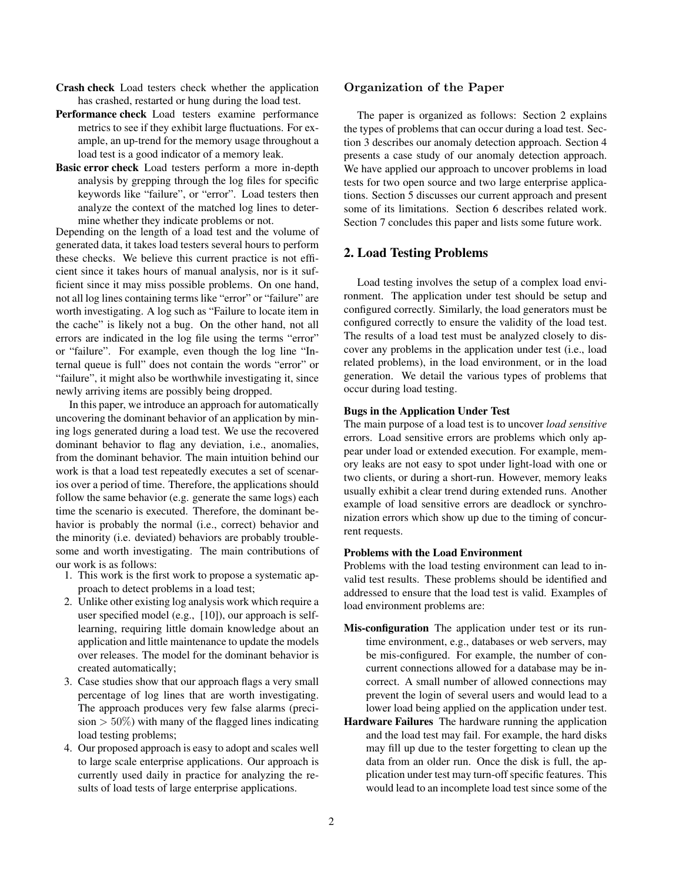**Crash check** Load testers check whether the application has crashed, restarted or hung during the load test.

**Performance check** Load testers examine performance metrics to see if they exhibit large fluctuations. For example, an up-trend for the memory usage throughout a load test is a good indicator of a memory leak.

**Basic error check** Load testers perform a more in-depth analysis by grepping through the log files for specific keywords like "failure", or "error". Load testers then analyze the context of the matched log lines to determine whether they indicate problems or not.

Depending on the length of a load test and the volume of generated data, it takes load testers several hours to perform these checks. We believe this current practice is not efficient since it takes hours of manual analysis, nor is it sufficient since it may miss possible problems. On one hand, not all log lines containing terms like "error" or "failure" are worth investigating. A log such as "Failure to locate item in the cache" is likely not a bug. On the other hand, not all errors are indicated in the log file using the terms "error" or "failure". For example, even though the log line "Internal queue is full" does not contain the words "error" or "failure", it might also be worthwhile investigating it, since newly arriving items are possibly being dropped.

In this paper, we introduce an approach for automatically uncovering the dominant behavior of an application by mining logs generated during a load test. We use the recovered dominant behavior to flag any deviation, i.e., anomalies, from the dominant behavior. The main intuition behind our work is that a load test repeatedly executes a set of scenarios over a period of time. Therefore, the applications should follow the same behavior (e.g. generate the same logs) each time the scenario is executed. Therefore, the dominant behavior is probably the normal (i.e., correct) behavior and the minority (i.e. deviated) behaviors are probably troublesome and worth investigating. The main contributions of our work is as follows:

1. This work is the first work to propose a systematic approach to detect problems in a load test;
2. Unlike other existing log analysis work which require a user specified model (e.g., [10]), our approach is self-learning, requiring little domain knowledge about an application and little maintenance to update the models over releases. The model for the dominant behavior is created automatically;
3. Case studies show that our approach flags a very small percentage of log lines that are worth investigating. The approach produces very few false alarms (precision $> 50\%$) with many of the flagged lines indicating load testing problems;
4. Our proposed approach is easy to adopt and scales well to large scale enterprise applications. Our approach is currently used daily in practice for analyzing the results of load tests of large enterprise applications.

### Organization of the Paper

The paper is organized as follows: Section 2 explains the types of problems that can occur during a load test. Section 3 describes our anomaly detection approach. Section 4 presents a case study of our anomaly detection approach. We have applied our approach to uncover problems in load tests for two open source and two large enterprise applications. Section 5 discusses our current approach and present some of its limitations. Section 6 describes related work. Section 7 concludes this paper and lists some future work.

## 2. Load Testing Problems

Load testing involves the setup of a complex load environment. The application under test should be setup and configured correctly. Similarly, the load generators must be configured correctly to ensure the validity of the load test. The results of a load test must be analyzed closely to discover any problems in the application under test (i.e., load related problems), in the load environment, or in the load generation. We detail the various types of problems that occur during load testing.

#### Bugs in the Application Under Test

The main purpose of a load test is to uncover *load sensitive* errors. Load sensitive errors are problems which only appear under load or extended execution. For example, memory leaks are not easy to spot under light-load with one or two clients, or during a short-run. However, memory leaks usually exhibit a clear trend during extended runs. Another example of load sensitive errors are deadlock or synchronization errors which show up due to the timing of concurrent requests.

#### Problems with the Load Environment

Problems with the load testing environment can lead to invalid test results. These problems should be identified and addressed to ensure that the load test is valid. Examples of load environment problems are:

**Mis-configuration** The application under test or its runtime environment, e.g., databases or web servers, may be mis-configured. For example, the number of concurrent connections allowed for a database may be incorrect. A small number of allowed connections may prevent the login of several users and would lead to a lower load being applied on the application under test.

**Hardware Failures** The hardware running the application and the load test may fail. For example, the hard disks may fill up due to the tester forgetting to clean up the data from an older run. Once the disk is full, the application under test may turn-off specific features. This would lead to an incomplete load test since some of the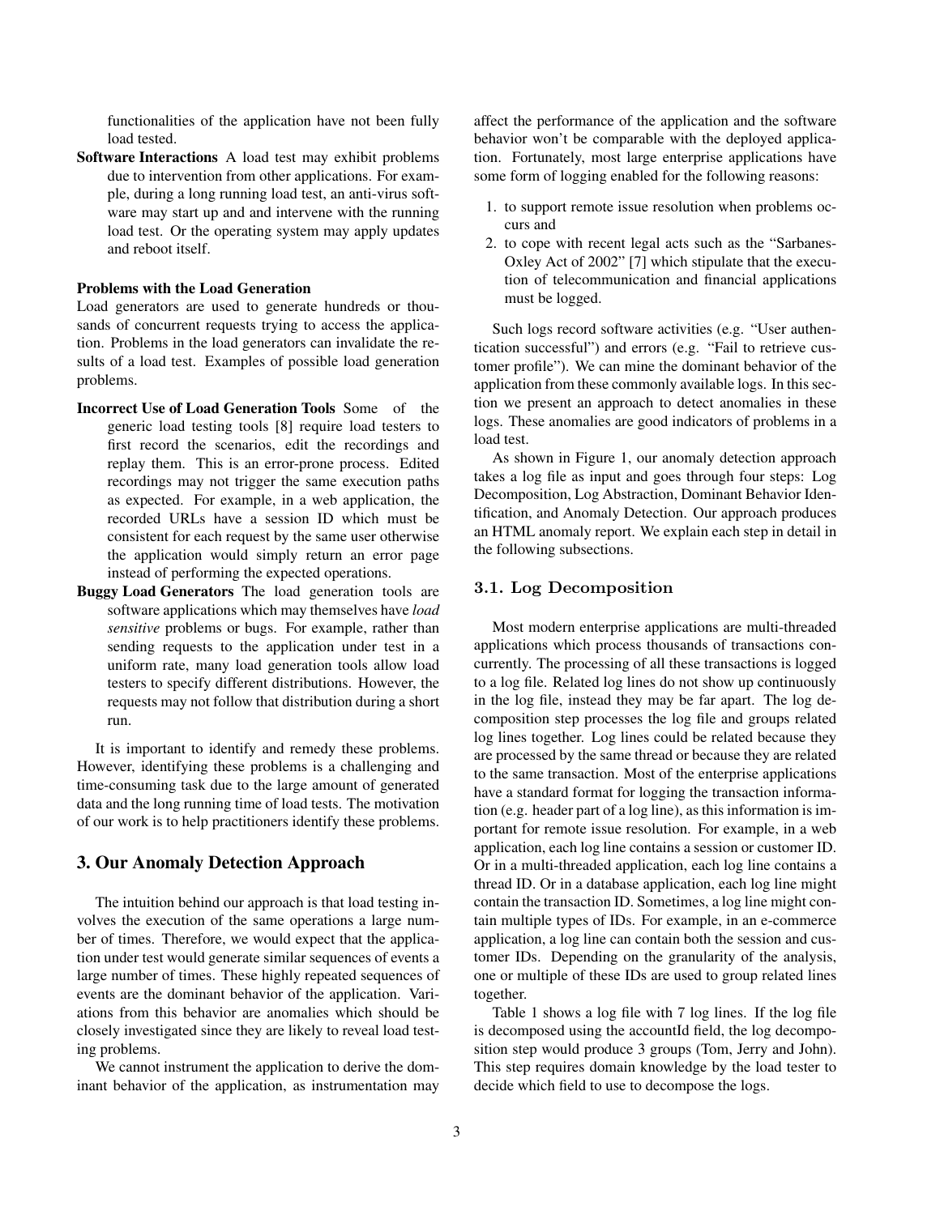functionalities of the application have not been fully load tested.

**Software Interactions** A load test may exhibit problems due to intervention from other applications. For example, during a long running load test, an anti-virus software may start up and and intervene with the running load test. Or the operating system may apply updates and reboot itself.

**Problems with the Load Generation**

Load generators are used to generate hundreds or thousands of concurrent requests trying to access the application. Problems in the load generators can invalidate the results of a load test. Examples of possible load generation problems.

**Incorrect Use of Load Generation Tools** Some of the generic load testing tools [8] require load testers to first record the scenarios, edit the recordings and replay them. This is an error-prone process. Edited recordings may not trigger the same execution paths as expected. For example, in a web application, the recorded URLs have a session ID which must be consistent for each request by the same user otherwise the application would simply return an error page instead of performing the expected operations.

**Buggy Load Generators** The load generation tools are software applications which may themselves have *load sensitive* problems or bugs. For example, rather than sending requests to the application under test in a uniform rate, many load generation tools allow load testers to specify different distributions. However, the requests may not follow that distribution during a short run.

It is important to identify and remedy these problems. However, identifying these problems is a challenging and time-consuming task due to the large amount of generated data and the long running time of load tests. The motivation of our work is to help practitioners identify these problems.

## 3. Our Anomaly Detection Approach

The intuition behind our approach is that load testing involves the execution of the same operations a large number of times. Therefore, we would expect that the application under test would generate similar sequences of events a large number of times. These highly repeated sequences of events are the dominant behavior of the application. Variations from this behavior are anomalies which should be closely investigated since they are likely to reveal load testing problems.

We cannot instrument the application to derive the dominant behavior of the application, as instrumentation may affect the performance of the application and the software behavior won't be comparable with the deployed application. Fortunately, most large enterprise applications have some form of logging enabled for the following reasons:

1. to support remote issue resolution when problems occurs and
2. to cope with recent legal acts such as the "Sarbanes-Oxley Act of 2002" [7] which stipulate that the execution of telecommunication and financial applications must be logged.

Such logs record software activities (e.g. "User authentication successful") and errors (e.g. "Fail to retrieve customer profile"). We can mine the dominant behavior of the application from these commonly available logs. In this section we present an approach to detect anomalies in these logs. These anomalies are good indicators of problems in a load test.

As shown in Figure 1, our anomaly detection approach takes a log file as input and goes through four steps: Log Decomposition, Log Abstraction, Dominant Behavior Identification, and Anomaly Detection. Our approach produces an HTML anomaly report. We explain each step in detail in the following subsections.

### 3.1. Log Decomposition

Most modern enterprise applications are multi-threaded applications which process thousands of transactions concurrently. The processing of all these transactions is logged to a log file. Related log lines do not show up continuously in the log file, instead they may be far apart. The log decomposition step processes the log file and groups related log lines together. Log lines could be related because they are processed by the same thread or because they are related to the same transaction. Most of the enterprise applications have a standard format for logging the transaction information (e.g. header part of a log line), as this information is important for remote issue resolution. For example, in a web application, each log line contains a session or customer ID. Or in a multi-threaded application, each log line contains a thread ID. Or in a database application, each log line might contain the transaction ID. Sometimes, a log line might contain multiple types of IDs. For example, in an e-commerce application, a log line can contain both the session and customer IDs. Depending on the granularity of the analysis, one or multiple of these IDs are used to group related lines together.

Table 1 shows a log file with 7 log lines. If the log file is decomposed using the accountId field, the log decomposition step would produce 3 groups (Tom, Jerry and John). This step requires domain knowledge by the load tester to decide which field to use to decompose the logs.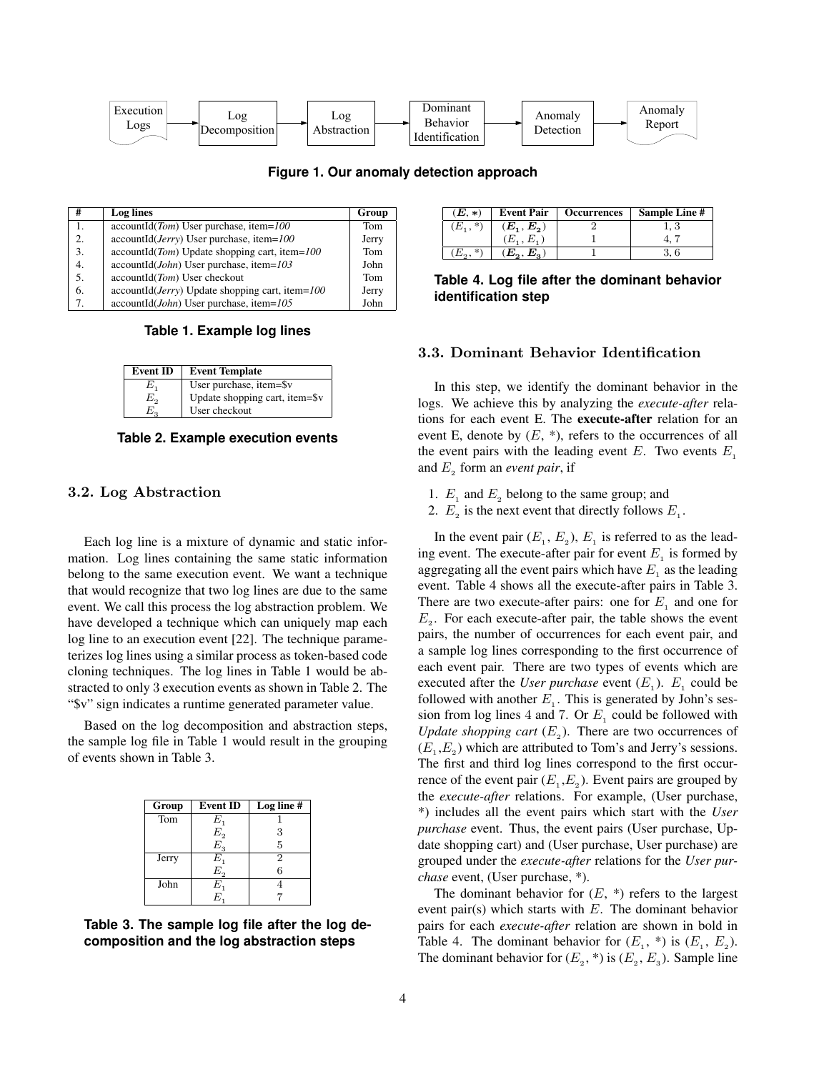Execution Logs → Log Decomposition → Log Abstraction → Dominant Behavior Identification → Anomaly Detection → Anomaly Report

**Figure 1. Our anomaly detection approach**

| # | Log lines | Group |
|---|---|---|
| 1. | accountId(*Tom*) User purchase, item=*100* | Tom |
| 2. | accountId(*Jerry*) User purchase, item=*100* | Jerry |
| 3. | accountId(*Tom*) Update shopping cart, item=*100* | Tom |
| 4. | accountId(*John*) User purchase, item=*103* | John |
| 5. | accountId(*Tom*) User checkout | Tom |
| 6. | accountId(*Jerry*) Update shopping cart, item=*100* | Jerry |
| 7. | accountId(*John*) User purchase, item=*105* | John |

**Table 1. Example log lines**

| Event ID | Event Template |
|---|---|
| $E_1$ | User purchase, item=$v |
| $E_2$ | Update shopping cart, item=$v |
| $E_3$ | User checkout |

**Table 2. Example execution events**

## 3.2. Log Abstraction

Each log line is a mixture of dynamic and static information. Log lines containing the same static information belong to the same execution event. We want a technique that would recognize that two log lines are due to the same event. We call this process the log abstraction problem. We have developed a technique which can uniquely map each log line to an execution event [22]. The technique parameterizes log lines using a similar process as token-based code cloning techniques. The log lines in Table 1 would be abstracted to only 3 execution events as shown in Table 2. The "$v" sign indicates a runtime generated parameter value.

Based on the log decomposition and abstraction steps, the sample log file in Table 1 would result in the grouping of events shown in Table 3.

| Group | Event ID | Log line # |
|---|---|---|
| Tom | $E_1$ | 1 |
| | $E_2$ | 3 |
| | $E_3$ | 5 |
| Jerry | $E_1$ | 2 |
| | $E_2$ | 6 |
| John | $E_1$ | 4 |
| | $E_1$ | 7 |

**Table 3. The sample log file after the log decomposition and the log abstraction steps**

| ($E$, *) | Event Pair | Occurrences | Sample Line # |
|---|---|---|---|
| ($E_1$, *) | **($E_1$, $E_2$)** | 2 | 1, 3 |
| | ($E_1$, $E_1$) | 1 | 4, 7 |
| ($E_2$, *) | **($E_2$, $E_3$)** | 1 | 3, 6 |

**Table 4. Log file after the dominant behavior identification step**

## 3.3. Dominant Behavior Identification

In this step, we identify the dominant behavior in the logs. We achieve this by analyzing the *execute-after* relations for each event E. The **execute-after** relation for an event E, denote by ($E$, *), refers to the occurrences of all the event pairs with the leading event $E$. Two events $E_1$ and $E_2$ form an *event pair*, if

1. $E_1$ and $E_2$ belong to the same group; and
2. $E_2$ is the next event that directly follows $E_1$.

In the event pair ($E_1$, $E_2$), $E_1$ is referred to as the leading event. The execute-after pair for event $E_1$ is formed by aggregating all the event pairs which have $E_1$ as the leading event. Table 4 shows all the execute-after pairs in Table 3. There are two execute-after pairs: one for $E_1$ and one for $E_2$. For each execute-after pair, the table shows the event pairs, the number of occurrences for each event pair, and a sample log lines corresponding to the first occurrence of each event pair. There are two types of events which are executed after the *User purchase* event ($E_1$). $E_1$ could be followed with another $E_1$. This is generated by John's session from log lines 4 and 7. Or $E_1$ could be followed with *Update shopping cart* ($E_2$). There are two occurrences of ($E_1$,$E_2$) which are attributed to Tom's and Jerry's sessions. The first and third log lines correspond to the first occurrence of the event pair ($E_1$,$E_2$). Event pairs are grouped by the *execute-after* relations. For example, (User purchase, *) includes all the event pairs which start with the *User purchase* event. Thus, the event pairs (User purchase, Update shopping cart) and (User purchase, User purchase) are grouped under the *execute-after* relations for the *User purchase* event, (User purchase, *).

The dominant behavior for ($E$, *) refers to the largest event pair(s) which starts with $E$. The dominant behavior pairs for each *execute-after* relation are shown in bold in Table 4. The dominant behavior for ($E_1$, *) is ($E_1$, $E_2$). The dominant behavior for ($E_2$, *) is ($E_2$, $E_3$). Sample line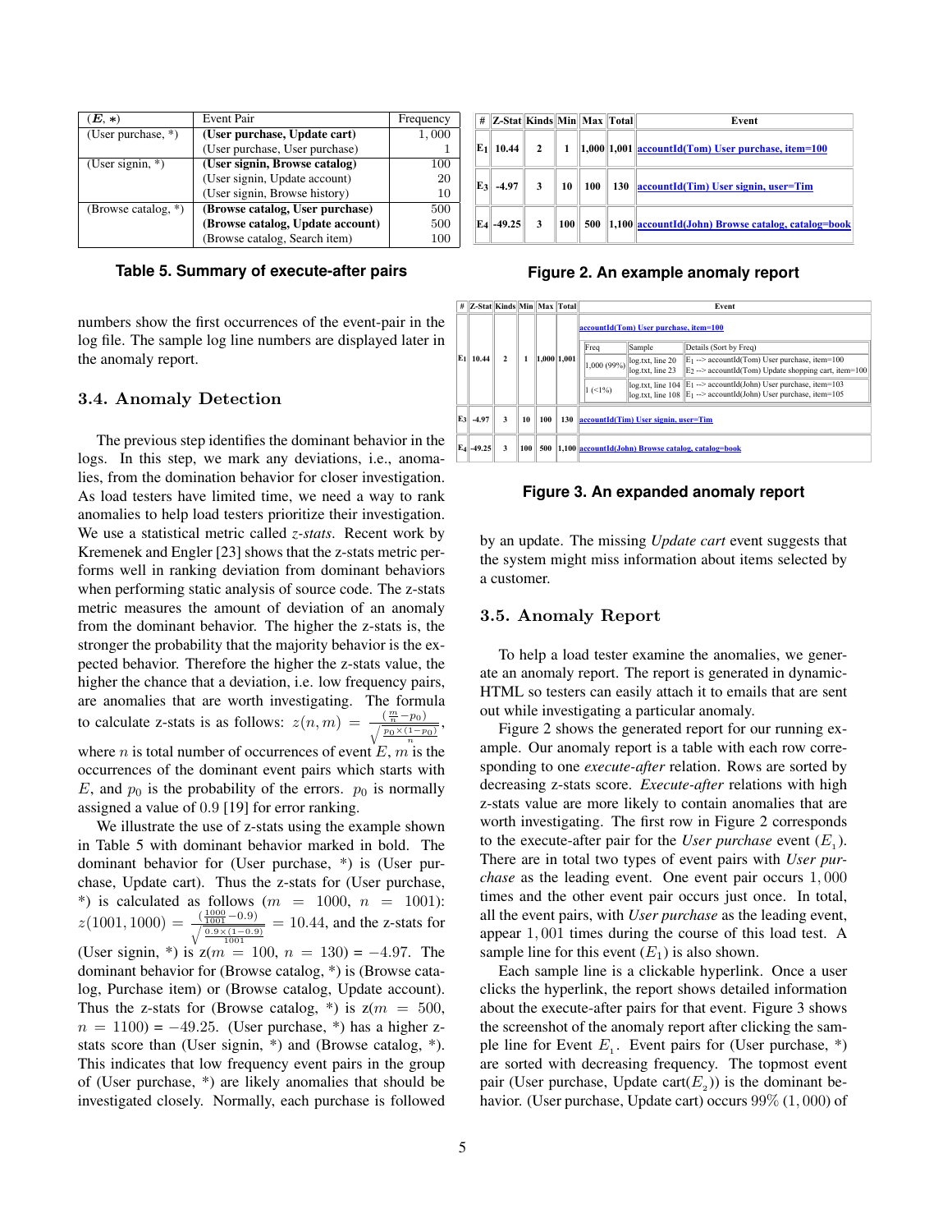| ($E$, $*$) | Event Pair | Frequency |
|---|---|---|
| (User purchase, *) | **(User purchase, Update cart)** | 1,000 |
| | (User purchase, User purchase) | 1 |
| (User signin, *) | **(User signin, Browse catalog)** | 100 |
| | (User signin, Update account) | 20 |
| | (User signin, Browse history) | 10 |
| (Browse catalog, *) | **(Browse catalog, User purchase)** | 500 |
| | **(Browse catalog, Update account)** | 500 |
| | (Browse catalog, Search item) | 100 |

**Table 5. Summary of execute-after pairs**

| # | Z-Stat | Kinds | Min | Max | Total | Event |
|---|---|---|---|---|---|---|
| $E_1$ | 10.44 | 2 | 1 | 1,000 | 1,001 | accountId(Tom) User purchase, item=100 |
| $E_3$ | -4.97 | 3 | 10 | 100 | 130 | accountId(Tim) User signin, user=Tim |
| $E_4$ | -49.25 | 3 | 100 | 500 | 1,100 | accountId(John) Browse catalog, catalog=book |

**Figure 2. An example anomaly report**

| # | Z-Stat | Kinds | Min | Max | Total | Event | | |
|---|---|---|---|---|---|---|---|---|
| $E_1$ | 10.44 | 2 | 1 | 1,000 | 1,001 | accountId(Tom) User purchase, item=100 | | |
| | | | | | | Freq | Sample | Details (Sort by Freq) |
| | | | | | | 1,000 (99%) | log.txt, line 20<br>log.txt, line 23 | $E_1$ --> accountId(Tom) User purchase, item=100<br>$E_2$ --> accountId(Tom) Update shopping cart, item=100 |
| | | | | | | 1 (<1%) | log.txt, line 104<br>log.txt, line 108 | $E_1$ --> accountId(John) User purchase, item=103<br>$E_1$ --> accountId(John) User purchase, item=105 |
| $E_3$ | -4.97 | 3 | 10 | 100 | 130 | accountId(Tim) User signin, user=Tim | | |
| $E_4$ | -49.25 | 3 | 100 | 500 | 1,100 | accountId(John) Browse catalog, catalog=book | | |

**Figure 3. An expanded anomaly report**

numbers show the first occurrences of the event-pair in the log file. The sample log line numbers are displayed later in the anomaly report.

### 3.4. Anomaly Detection

The previous step identifies the dominant behavior in the logs. In this step, we mark any deviations, i.e., anomalies, from the domination behavior for closer investigation. As load testers have limited time, we need a way to rank anomalies to help load testers prioritize their investigation. We use a statistical metric called *z-stats*. Recent work by Kremenek and Engler [23] shows that the z-stats metric performs well in ranking deviation from dominant behaviors when performing static analysis of source code. The z-stats metric measures the amount of deviation of an anomaly from the dominant behavior. The higher the z-stats is, the stronger the probability that the majority behavior is the expected behavior. Therefore the higher the z-stats value, the higher the chance that a deviation, i.e. low frequency pairs, are anomalies that are worth investigating. The formula to calculate z-stats is as follows: $z(n,m) = \frac{(\frac{m}{n} - p_0)}{\sqrt{\frac{p_0 \times (1-p_0)}{n}}}$, where $n$ is total number of occurrences of event $E$, $m$ is the occurrences of the dominant event pairs which starts with $E$, and $p_0$ is the probability of the errors. $p_0$ is normally assigned a value of 0.9 [19] for error ranking.

We illustrate the use of z-stats using the example shown in Table 5 with dominant behavior marked in bold. The dominant behavior for (User purchase, *) is (User purchase, Update cart). Thus the z-stats for (User purchase, *) is calculated as follows ($m = 1000$, $n = 1001$): $z(1001, 1000) = \frac{(\frac{1000}{1001} - 0.9)}{\sqrt{\frac{0.9 \times (1-0.9)}{1001}}} = 10.44$, and the z-stats for (User signin, *) is z($m = 100$, $n = 130$) = $-4.97$. The dominant behavior for (Browse catalog, *) is (Browse catalog, Purchase item) or (Browse catalog, Update account). Thus the z-stats for (Browse catalog, *) is z($m = 500$, $n = 1100$) = $-49.25$. (User purchase, *) has a higher z-stats score than (User signin, *) and (Browse catalog, *). This indicates that low frequency event pairs in the group of (User purchase, *) are likely anomalies that should be investigated closely. Normally, each purchase is followed by an update. The missing *Update cart* event suggests that the system might miss information about items selected by a customer.

### 3.5. Anomaly Report

To help a load tester examine the anomalies, we generate an anomaly report. The report is generated in dynamic-HTML so testers can easily attach it to emails that are sent out while investigating a particular anomaly.

Figure 2 shows the generated report for our running example. Our anomaly report is a table with each row corresponding to one *execute-after* relation. Rows are sorted by decreasing z-stats score. *Execute-after* relations with high z-stats value are more likely to contain anomalies that are worth investigating. The first row in Figure 2 corresponds to the execute-after pair for the *User purchase* event ($E_1$). There are in total two types of event pairs with *User purchase* as the leading event. One event pair occurs 1,000 times and the other event pair occurs just once. In total, all the event pairs, with *User purchase* as the leading event, appear 1,001 times during the course of this load test. A sample line for this event ($E_1$) is also shown.

Each sample line is a clickable hyperlink. Once a user clicks the hyperlink, the report shows detailed information about the execute-after pairs for that event. Figure 3 shows the screenshot of the anomaly report after clicking the sample line for Event $E_1$. Event pairs for (User purchase, *) are sorted with decreasing frequency. The topmost event pair (User purchase, Update cart($E_2$)) is the dominant behavior. (User purchase, Update cart) occurs 99% (1,000) of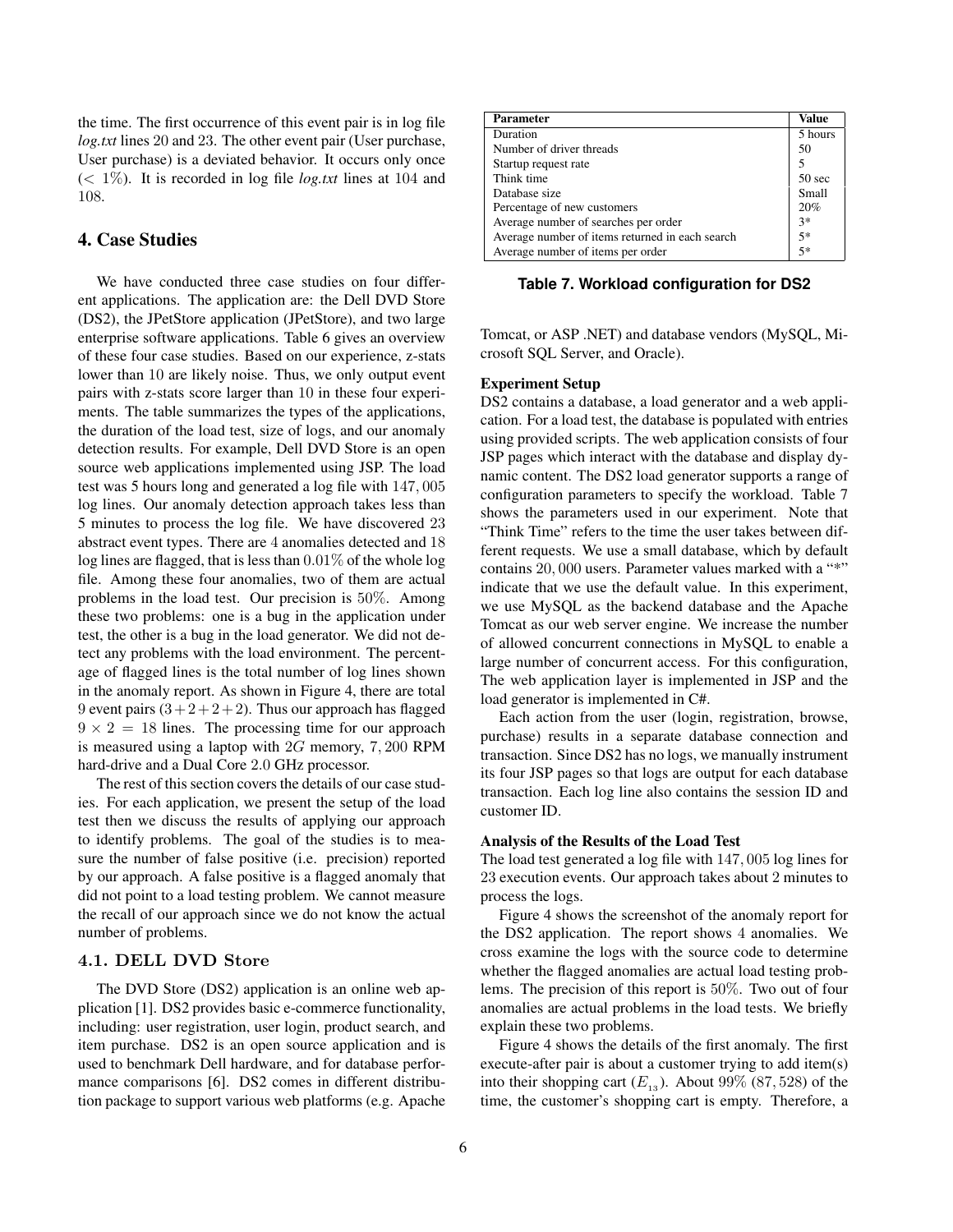the time. The first occurrence of this event pair is in log file *log.txt* lines 20 and 23. The other event pair (User purchase, User purchase) is a deviated behavior. It occurs only once ($< 1\%$). It is recorded in log file *log.txt* lines at 104 and 108.

# 4. Case Studies

We have conducted three case studies on four different applications. The application are: the Dell DVD Store (DS2), the JPetStore application (JPetStore), and two large enterprise software applications. Table 6 gives an overview of these four case studies. Based on our experience, z-stats lower than 10 are likely noise. Thus, we only output event pairs with z-stats score larger than 10 in these four experiments. The table summarizes the types of the applications, the duration of the load test, size of logs, and our anomaly detection results. For example, Dell DVD Store is an open source web applications implemented using JSP. The load test was 5 hours long and generated a log file with 147,005 log lines. Our anomaly detection approach takes less than 5 minutes to process the log file. We have discovered 23 abstract event types. There are 4 anomalies detected and 18 log lines are flagged, that is less than $0.01\%$ of the whole log file. Among these four anomalies, two of them are actual problems in the load test. Our precision is $50\%$. Among these two problems: one is a bug in the application under test, the other is a bug in the load generator. We did not detect any problems with the load environment. The percentage of flagged lines is the total number of log lines shown in the anomaly report. As shown in Figure 4, there are total 9 event pairs ($3+2+2+2$). Thus our approach has flagged $9 \times 2 = 18$ lines. The processing time for our approach is measured using a laptop with $2G$ memory, 7,200 RPM hard-drive and a Dual Core 2.0 GHz processor.

The rest of this section covers the details of our case studies. For each application, we present the setup of the load test then we discuss the results of applying our approach to identify problems. The goal of the studies is to measure the number of false positive (i.e. precision) reported by our approach. A false positive is a flagged anomaly that did not point to a load testing problem. We cannot measure the recall of our approach since we do not know the actual number of problems.

## 4.1. DELL DVD Store

The DVD Store (DS2) application is an online web application [1]. DS2 provides basic e-commerce functionality, including: user registration, user login, product search, and item purchase. DS2 is an open source application and is used to benchmark Dell hardware, and for database performance comparisons [6]. DS2 comes in different distribution package to support various web platforms (e.g. Apache Tomcat, or ASP .NET) and database vendors (MySQL, Microsoft SQL Server, and Oracle).

| Parameter | Value |
|---|---|
| Duration | 5 hours |
| Number of driver threads | 50 |
| Startup request rate | 5 |
| Think time | 50 sec |
| Database size | Small |
| Percentage of new customers | 20% |
| Average number of searches per order | 3* |
| Average number of items returned in each search | 5* |
| Average number of items per order | 5* |

**Table 7. Workload configuration for DS2**

**Experiment Setup**

DS2 contains a database, a load generator and a web application. For a load test, the database is populated with entries using provided scripts. The web application consists of four JSP pages which interact with the database and display dynamic content. The DS2 load generator supports a range of configuration parameters to specify the workload. Table 7 shows the parameters used in our experiment. Note that "Think Time" refers to the time the user takes between different requests. We use a small database, which by default contains 20,000 users. Parameter values marked with a "*" indicate that we use the default value. In this experiment, we use MySQL as the backend database and the Apache Tomcat as our web server engine. We increase the number of allowed concurrent connections in MySQL to enable a large number of concurrent access. For this configuration, The web application layer is implemented in JSP and the load generator is implemented in C#.

Each action from the user (login, registration, browse, purchase) results in a separate database connection and transaction. Since DS2 has no logs, we manually instrument its four JSP pages so that logs are output for each database transaction. Each log line also contains the session ID and customer ID.

**Analysis of the Results of the Load Test**

The load test generated a log file with 147,005 log lines for 23 execution events. Our approach takes about 2 minutes to process the logs.

Figure 4 shows the screenshot of the anomaly report for the DS2 application. The report shows 4 anomalies. We cross examine the logs with the source code to determine whether the flagged anomalies are actual load testing problems. The precision of this report is $50\%$. Two out of four anomalies are actual problems in the load tests. We briefly explain these two problems.

Figure 4 shows the details of the first anomaly. The first execute-after pair is about a customer trying to add item(s) into their shopping cart ($E_{13}$). About $99\%$ (87,528) of the time, the customer's shopping cart is empty. Therefore, a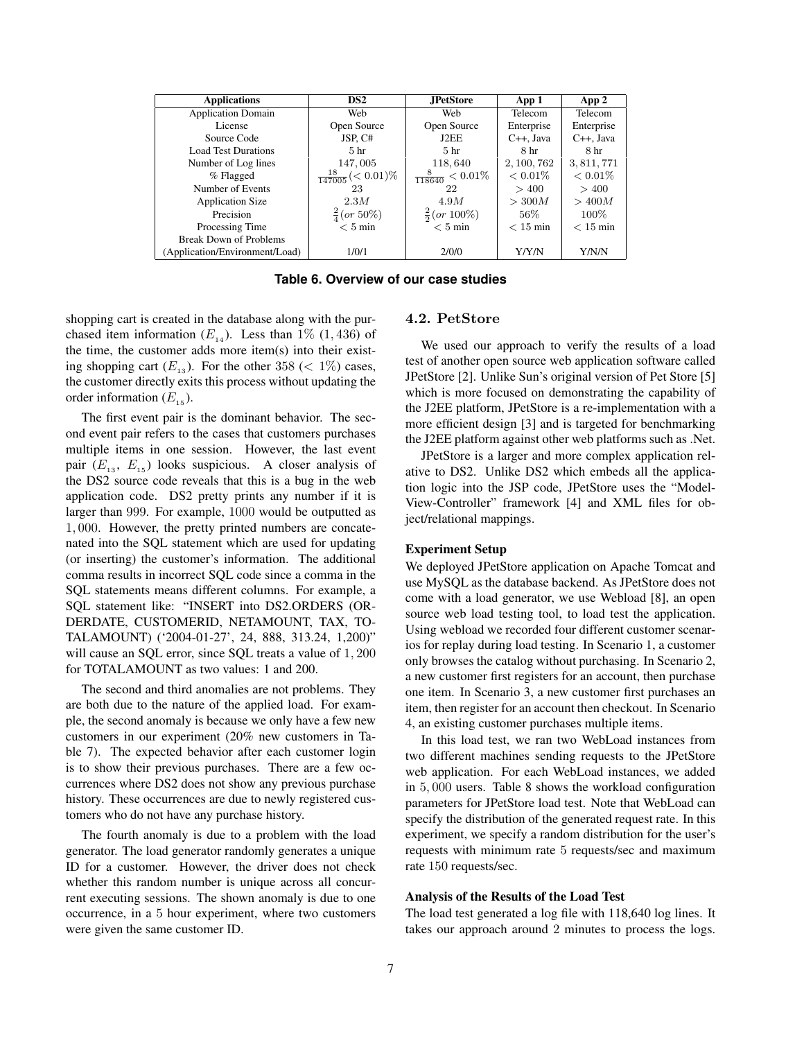| Applications | DS2 | JPetStore | App 1 | App 2 |
| --- | --- | --- | --- | --- |
| Application Domain | Web | Web | Telecom | Telecom |
| License | Open Source | Open Source | Enterprise | Enterprise |
| Source Code | JSP, C# | J2EE | C++, Java | C++, Java |
| Load Test Durations | 5 hr | 5 hr | 8 hr | 8 hr |
| Number of Log lines | $147,005$ | $118,640$ | $2,100,762$ | $3,811,771$ |
| % Flagged | $\frac{18}{147005}(<0.01)\%$ | $\frac{8}{118640}<0.01\%$ | $<0.01\%$ | $<0.01\%$ |
| Number of Events | $23$ | $22$ | $>400$ | $>400$ |
| Application Size | $2.3M$ | $4.9M$ | $>300M$ | $>400M$ |
| Precision | $\frac{2}{4}(or\ 50\%)$ | $\frac{2}{2}(or\ 100\%)$ | $56\%$ | $100\%$ |
| Processing Time | $<5$ min | $<5$ min | $<15$ min | $<15$ min |
| Break Down of Problems (Application/Environment/Load) | 1/0/1 | 2/0/0 | Y/Y/N | Y/N/N |

**Table 6. Overview of our case studies**

shopping cart is created in the database along with the purchased item information ($E_{14}$). Less than $1\%$ ($1,436$) of the time, the customer adds more item(s) into their existing shopping cart ($E_{13}$). For the other $358$ ($<1\%$) cases, the customer directly exits this process without updating the order information ($E_{15}$).

The first event pair is the dominant behavior. The second event pair refers to the cases that customers purchases multiple items in one session. However, the last event pair ($E_{13}$, $E_{15}$) looks suspicious. A closer analysis of the DS2 source code reveals that this is a bug in the web application code. DS2 pretty prints any number if it is larger than $999$. For example, $1000$ would be outputted as $1,000$. However, the pretty printed numbers are concatenated into the SQL statement which are used for updating (or inserting) the customer's information. The additional comma results in incorrect SQL code since a comma in the SQL statements means different columns. For example, a SQL statement like: "INSERT into DS2.ORDERS (ORDERDATE, CUSTOMERID, NETAMOUNT, TAX, TOTALAMOUNT) ('2004-01-27', 24, 888, 313.24, 1,200)" will cause an SQL error, since SQL treats a value of $1,200$ for TOTALAMOUNT as two values: 1 and 200.

The second and third anomalies are not problems. They are both due to the nature of the applied load. For example, the second anomaly is because we only have a few new customers in our experiment (20% new customers in Table 7). The expected behavior after each customer login is to show their previous purchases. There are a few occurrences where DS2 does not show any previous purchase history. These occurrences are due to newly registered customers who do not have any purchase history.

The fourth anomaly is due to a problem with the load generator. The load generator randomly generates a unique ID for a customer. However, the driver does not check whether this random number is unique across all concurrent executing sessions. The shown anomaly is due to one occurrence, in a $5$ hour experiment, where two customers were given the same customer ID.

### 4.2. PetStore

We used our approach to verify the results of a load test of another open source web application software called JPetStore [2]. Unlike Sun's original version of Pet Store [5] which is more focused on demonstrating the capability of the J2EE platform, JPetStore is a re-implementation with a more efficient design [3] and is targeted for benchmarking the J2EE platform against other web platforms such as .Net.

JPetStore is a larger and more complex application relative to DS2. Unlike DS2 which embeds all the application logic into the JSP code, JPetStore uses the "Model-View-Controller" framework [4] and XML files for object/relational mappings.

**Experiment Setup**

We deployed JPetStore application on Apache Tomcat and use MySQL as the database backend. As JPetStore does not come with a load generator, we use Webload [8], an open source web load testing tool, to load test the application. Using webload we recorded four different customer scenarios for replay during load testing. In Scenario 1, a customer only browses the catalog without purchasing. In Scenario 2, a new customer first registers for an account, then purchase one item. In Scenario 3, a new customer first purchases an item, then register for an account then checkout. In Scenario 4, an existing customer purchases multiple items.

In this load test, we ran two WebLoad instances from two different machines sending requests to the JPetStore web application. For each WebLoad instances, we added in $5,000$ users. Table 8 shows the workload configuration parameters for JPetStore load test. Note that WebLoad can specify the distribution of the generated request rate. In this experiment, we specify a random distribution for the user's requests with minimum rate $5$ requests/sec and maximum rate $150$ requests/sec.

**Analysis of the Results of the Load Test**

The load test generated a log file with 118,640 log lines. It takes our approach around $2$ minutes to process the logs.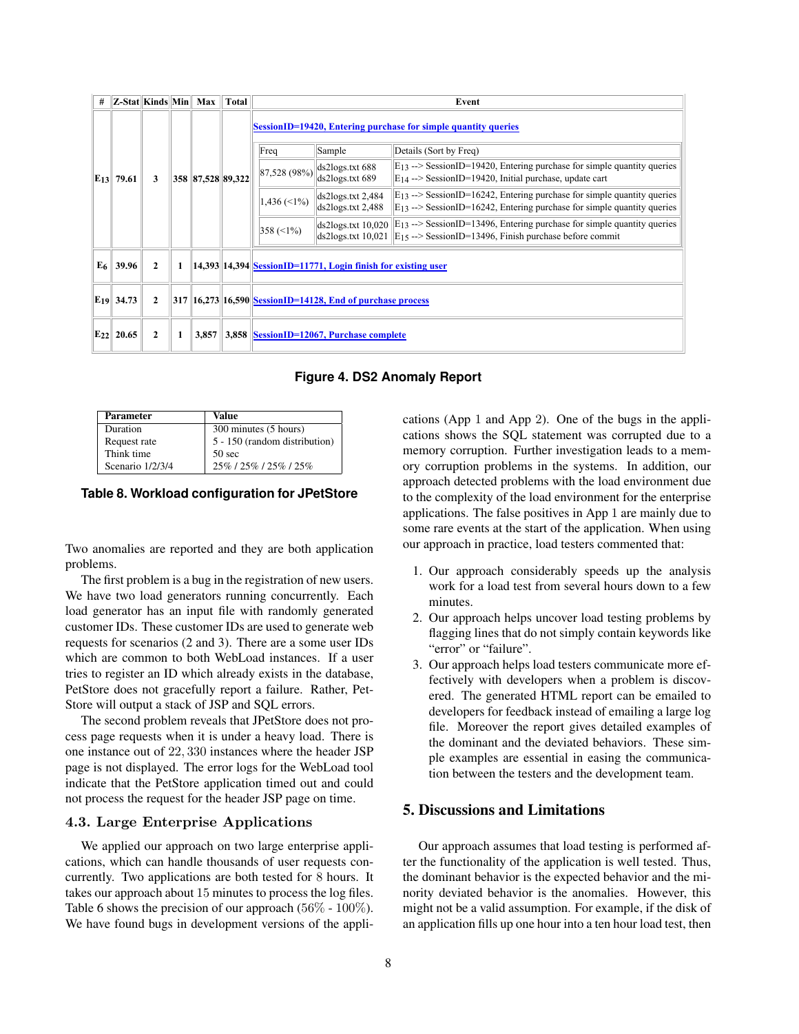| # | Z-Stat | Kinds | Min | Max | Total | Event | | |
|---|---|---|---|---|---|---|---|---|
| $E_{13}$ | 79.61 | 3 | 358 | 87,528 | 89,322 | **SessionID=19420, Entering purchase for simple quantity queries** | | |
| | | | | | | Freq | Sample | Details (Sort by Freq) |
| | | | | | | 87,528 (98%) | ds2logs.txt 688<br>ds2logs.txt 689 | $E_{13}$ --> SessionID=19420, Entering purchase for simple quantity queries<br>$E_{14}$ --> SessionID=19420, Initial purchase, update cart |
| | | | | | | 1,436 (<1%) | ds2logs.txt 2,484<br>ds2logs.txt 2,488 | $E_{13}$ --> SessionID=16242, Entering purchase for simple quantity queries<br>$E_{13}$ --> SessionID=16242, Entering purchase for simple quantity queries |
| | | | | | | 358 (<1%) | ds2logs.txt 10,020<br>ds2logs.txt 10,021 | $E_{13}$ --> SessionID=13496, Entering purchase for simple quantity queries<br>$E_{15}$ --> SessionID=13496, Finish purchase before commit |
| $E_6$ | 39.96 | 2 | 1 | 14,393 | 14,394 | **SessionID=11771, Login finish for existing user** | | |
| $E_{19}$ | 34.73 | 2 | 317 | 16,273 | 16,590 | **SessionID=14128, End of purchase process** | | |
| $E_{22}$ | 20.65 | 2 | 1 | 3,857 | 3,858 | **SessionID=12067, Purchase complete** | | |

**Figure 4. DS2 Anomaly Report**

| Parameter | Value |
|---|---|
| Duration | 300 minutes (5 hours) |
| Request rate | 5 - 150 (random distribution) |
| Think time | 50 sec |
| Scenario 1/2/3/4 | 25% / 25% / 25% / 25% |

**Table 8. Workload configuration for JPetStore**

Two anomalies are reported and they are both application problems.

The first problem is a bug in the registration of new users. We have two load generators running concurrently. Each load generator has an input file with randomly generated customer IDs. These customer IDs are used to generate web requests for scenarios (2 and 3). There are a some user IDs which are common to both WebLoad instances. If a user tries to register an ID which already exists in the database, PetStore does not gracefully report a failure. Rather, PetStore will output a stack of JSP and SQL errors.

The second problem reveals that JPetStore does not process page requests when it is under a heavy load. There is one instance out of $22,330$ instances where the header JSP page is not displayed. The error logs for the WebLoad tool indicate that the PetStore application timed out and could not process the request for the header JSP page on time.

### 4.3. Large Enterprise Applications

We applied our approach on two large enterprise applications, which can handle thousands of user requests concurrently. Two applications are both tested for $8$ hours. It takes our approach about $15$ minutes to process the log files. Table 6 shows the precision of our approach ($56\%$ - $100\%$). We have found bugs in development versions of the applications (App $1$ and App $2$). One of the bugs in the applications shows the SQL statement was corrupted due to a memory corruption. Further investigation leads to a memory corruption problems in the systems. In addition, our approach detected problems with the load environment due to the complexity of the load environment for the enterprise applications. The false positives in App 1 are mainly due to some rare events at the start of the application. When using our approach in practice, load testers commented that:

1. Our approach considerably speeds up the analysis work for a load test from several hours down to a few minutes.
2. Our approach helps uncover load testing problems by flagging lines that do not simply contain keywords like "error" or "failure".
3. Our approach helps load testers communicate more effectively with developers when a problem is discovered. The generated HTML report can be emailed to developers for feedback instead of emailing a large log file. Moreover the report gives detailed examples of the dominant and the deviated behaviors. These simple examples are essential in easing the communication between the testers and the development team.

## 5. Discussions and Limitations

Our approach assumes that load testing is performed after the functionality of the application is well tested. Thus, the dominant behavior is the expected behavior and the minority deviated behavior is the anomalies. However, this might not be a valid assumption. For example, if the disk of an application fills up one hour into a ten hour load test, then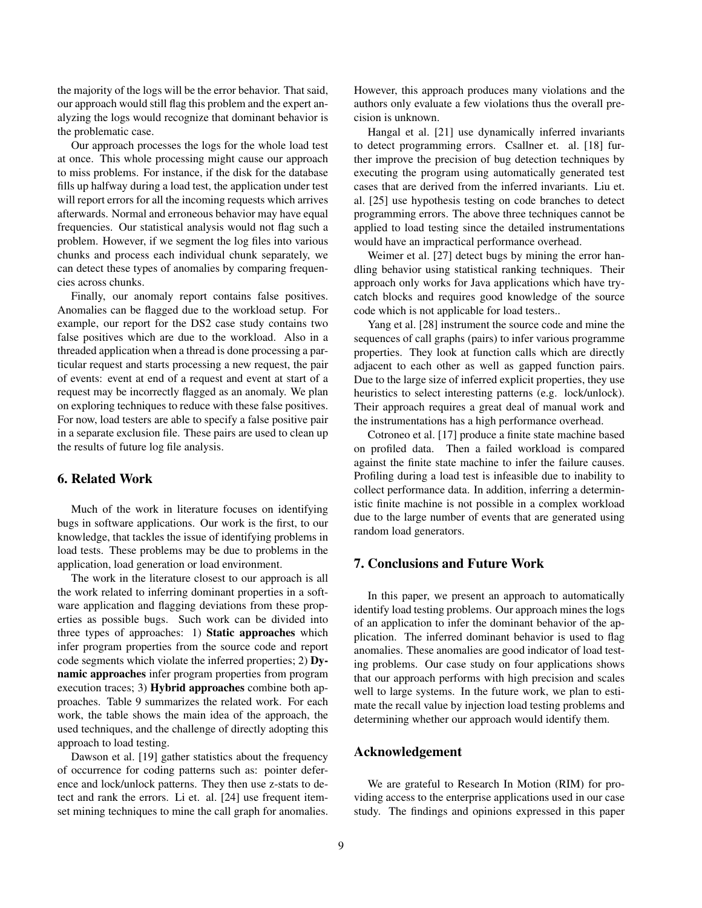the majority of the logs will be the error behavior. That said, our approach would still flag this problem and the expert analyzing the logs would recognize that dominant behavior is the problematic case.

Our approach processes the logs for the whole load test at once. This whole processing might cause our approach to miss problems. For instance, if the disk for the database fills up halfway during a load test, the application under test will report errors for all the incoming requests which arrives afterwards. Normal and erroneous behavior may have equal frequencies. Our statistical analysis would not flag such a problem. However, if we segment the log files into various chunks and process each individual chunk separately, we can detect these types of anomalies by comparing frequencies across chunks.

Finally, our anomaly report contains false positives. Anomalies can be flagged due to the workload setup. For example, our report for the DS2 case study contains two false positives which are due to the workload. Also in a threaded application when a thread is done processing a particular request and starts processing a new request, the pair of events: event at end of a request and event at start of a request may be incorrectly flagged as an anomaly. We plan on exploring techniques to reduce with these false positives. For now, load testers are able to specify a false positive pair in a separate exclusion file. These pairs are used to clean up the results of future log file analysis.

## 6. Related Work

Much of the work in literature focuses on identifying bugs in software applications. Our work is the first, to our knowledge, that tackles the issue of identifying problems in load tests. These problems may be due to problems in the application, load generation or load environment.

The work in the literature closest to our approach is all the work related to inferring dominant properties in a software application and flagging deviations from these properties as possible bugs. Such work can be divided into three types of approaches: 1) **Static approaches** which infer program properties from the source code and report code segments which violate the inferred properties; 2) **Dynamic approaches** infer program properties from program execution traces; 3) **Hybrid approaches** combine both approaches. Table 9 summarizes the related work. For each work, the table shows the main idea of the approach, the used techniques, and the challenge of directly adopting this approach to load testing.

Dawson et al. [19] gather statistics about the frequency of occurrence for coding patterns such as: pointer deference and lock/unlock patterns. They then use z-stats to detect and rank the errors. Li et. al. [24] use frequent itemset mining techniques to mine the call graph for anomalies. However, this approach produces many violations and the authors only evaluate a few violations thus the overall precision is unknown.

Hangal et al. [21] use dynamically inferred invariants to detect programming errors. Csallner et. al. [18] further improve the precision of bug detection techniques by executing the program using automatically generated test cases that are derived from the inferred invariants. Liu et. al. [25] use hypothesis testing on code branches to detect programming errors. The above three techniques cannot be applied to load testing since the detailed instrumentations would have an impractical performance overhead.

Weimer et al. [27] detect bugs by mining the error handling behavior using statistical ranking techniques. Their approach only works for Java applications which have try-catch blocks and requires good knowledge of the source code which is not applicable for load testers..

Yang et al. [28] instrument the source code and mine the sequences of call graphs (pairs) to infer various programme properties. They look at function calls which are directly adjacent to each other as well as gapped function pairs. Due to the large size of inferred explicit properties, they use heuristics to select interesting patterns (e.g. lock/unlock). Their approach requires a great deal of manual work and the instrumentations has a high performance overhead.

Cotroneo et al. [17] produce a finite state machine based on profiled data. Then a failed workload is compared against the finite state machine to infer the failure causes. Profiling during a load test is infeasible due to inability to collect performance data. In addition, inferring a deterministic finite machine is not possible in a complex workload due to the large number of events that are generated using random load generators.

## 7. Conclusions and Future Work

In this paper, we present an approach to automatically identify load testing problems. Our approach mines the logs of an application to infer the dominant behavior of the application. The inferred dominant behavior is used to flag anomalies. These anomalies are good indicator of load testing problems. Our case study on four applications shows that our approach performs with high precision and scales well to large systems. In the future work, we plan to estimate the recall value by injection load testing problems and determining whether our approach would identify them.

## Acknowledgement

We are grateful to Research In Motion (RIM) for providing access to the enterprise applications used in our case study. The findings and opinions expressed in this paper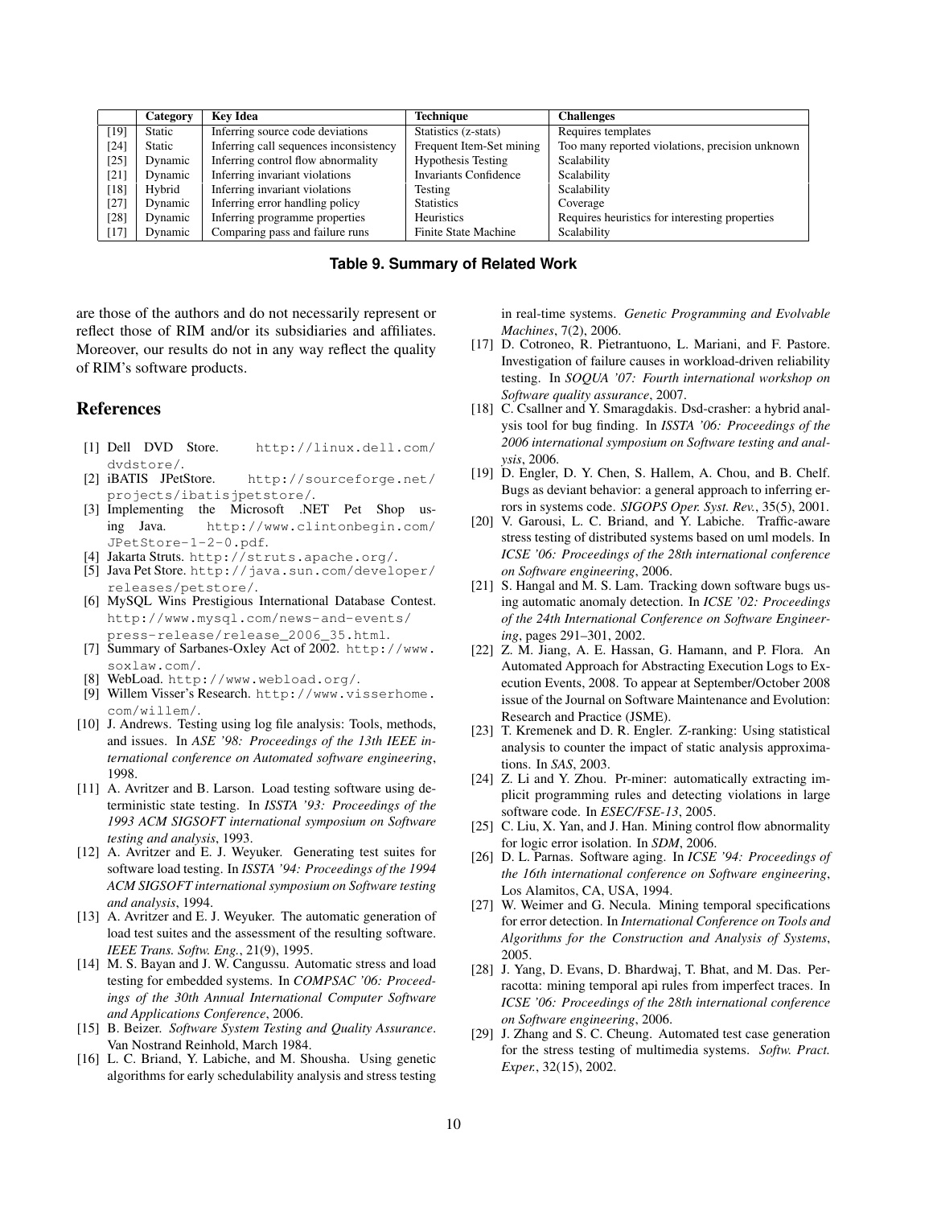| | Category | Key Idea | Technique | Challenges |
|---|---|---|---|---|
| [19] | Static | Inferring source code deviations | Statistics (z-stats) | Requires templates |
| [24] | Static | Inferring call sequences inconsistency | Frequent Item-Set mining | Too many reported violations, precision unknown |
| [25] | Dynamic | Inferring control flow abnormality | Hypothesis Testing | Scalability |
| [21] | Dynamic | Inferring invariant violations | Invariants Confidence | Scalability |
| [18] | Hybrid | Inferring invariant violations | Testing | Scalability |
| [27] | Dynamic | Inferring error handling policy | Statistics | Coverage |
| [28] | Dynamic | Inferring programme properties | Heuristics | Requires heuristics for interesting properties |
| [17] | Dynamic | Comparing pass and failure runs | Finite State Machine | Scalability |

**Table 9. Summary of Related Work**

are those of the authors and do not necessarily represent or reflect those of RIM and/or its subsidiaries and affiliates. Moreover, our results do not in any way reflect the quality of RIM's software products.

## References

- [1] Dell DVD Store. `http://linux.dell.com/dvdstore/`.
- [2] iBATIS JPetStore. `http://sourceforge.net/projects/ibatisjpetstore/`.
- [3] Implementing the Microsoft .NET Pet Shop using Java. `http://www.clintonbegin.com/JPetStore-1-2-0.pdf`.
- [4] Jakarta Struts. `http://struts.apache.org/`.
- [5] Java Pet Store. `http://java.sun.com/developer/releases/petstore/`.
- [6] MySQL Wins Prestigious International Database Contest. `http://www.mysql.com/news-and-events/press-release/release_2006_35.html`.
- [7] Summary of Sarbanes-Oxley Act of 2002. `http://www.soxlaw.com/`.
- [8] WebLoad. `http://www.webload.org/`.
- [9] Willem Visser's Research. `http://www.visserhome.com/willem/`.
- [10] J. Andrews. Testing using log file analysis: Tools, methods, and issues. In *ASE '98: Proceedings of the 13th IEEE international conference on Automated software engineering*, 1998.
- [11] A. Avritzer and B. Larson. Load testing software using deterministic state testing. In *ISSTA '93: Proceedings of the 1993 ACM SIGSOFT international symposium on Software testing and analysis*, 1993.
- [12] A. Avritzer and E. J. Weyuker. Generating test suites for software load testing. In *ISSTA '94: Proceedings of the 1994 ACM SIGSOFT international symposium on Software testing and analysis*, 1994.
- [13] A. Avritzer and E. J. Weyuker. The automatic generation of load test suites and the assessment of the resulting software. *IEEE Trans. Softw. Eng.*, 21(9), 1995.
- [14] M. S. Bayan and J. W. Cangussu. Automatic stress and load testing for embedded systems. In *COMPSAC '06: Proceedings of the 30th Annual International Computer Software and Applications Conference*, 2006.
- [15] B. Beizer. *Software System Testing and Quality Assurance*. Van Nostrand Reinhold, March 1984.
- [16] L. C. Briand, Y. Labiche, and M. Shousha. Using genetic algorithms for early schedulability analysis and stress testing in real-time systems. *Genetic Programming and Evolvable Machines*, 7(2), 2006.
- [17] D. Cotroneo, R. Pietrantuono, L. Mariani, and F. Pastore. Investigation of failure causes in workload-driven reliability testing. In *SOQUA '07: Fourth international workshop on Software quality assurance*, 2007.
- [18] C. Csallner and Y. Smaragdakis. Dsd-crasher: a hybrid analysis tool for bug finding. In *ISSTA '06: Proceedings of the 2006 international symposium on Software testing and analysis*, 2006.
- [19] D. Engler, D. Y. Chen, S. Hallem, A. Chou, and B. Chelf. Bugs as deviant behavior: a general approach to inferring errors in systems code. *SIGOPS Oper. Syst. Rev.*, 35(5), 2001.
- [20] V. Garousi, L. C. Briand, and Y. Labiche. Traffic-aware stress testing of distributed systems based on uml models. In *ICSE '06: Proceedings of the 28th international conference on Software engineering*, 2006.
- [21] S. Hangal and M. S. Lam. Tracking down software bugs using automatic anomaly detection. In *ICSE '02: Proceedings of the 24th International Conference on Software Engineering*, pages 291–301, 2002.
- [22] Z. M. Jiang, A. E. Hassan, G. Hamann, and P. Flora. An Automated Approach for Abstracting Execution Logs to Execution Events, 2008. To appear at September/October 2008 issue of the Journal on Software Maintenance and Evolution: Research and Practice (JSME).
- [23] T. Kremenek and D. R. Engler. Z-ranking: Using statistical analysis to counter the impact of static analysis approximations. In *SAS*, 2003.
- [24] Z. Li and Y. Zhou. Pr-miner: automatically extracting implicit programming rules and detecting violations in large software code. In *ESEC/FSE-13*, 2005.
- [25] C. Liu, X. Yan, and J. Han. Mining control flow abnormality for logic error isolation. In *SDM*, 2006.
- [26] D. L. Parnas. Software aging. In *ICSE '94: Proceedings of the 16th international conference on Software engineering*, Los Alamitos, CA, USA, 1994.
- [27] W. Weimer and G. Necula. Mining temporal specifications for error detection. In *International Conference on Tools and Algorithms for the Construction and Analysis of Systems*, 2005.
- [28] J. Yang, D. Evans, D. Bhardwaj, T. Bhat, and M. Das. Perracotta: mining temporal api rules from imperfect traces. In *ICSE '06: Proceedings of the 28th international conference on Software engineering*, 2006.
- [29] J. Zhang and S. C. Cheung. Automated test case generation for the stress testing of multimedia systems. *Softw. Pract. Exper.*, 32(15), 2002.